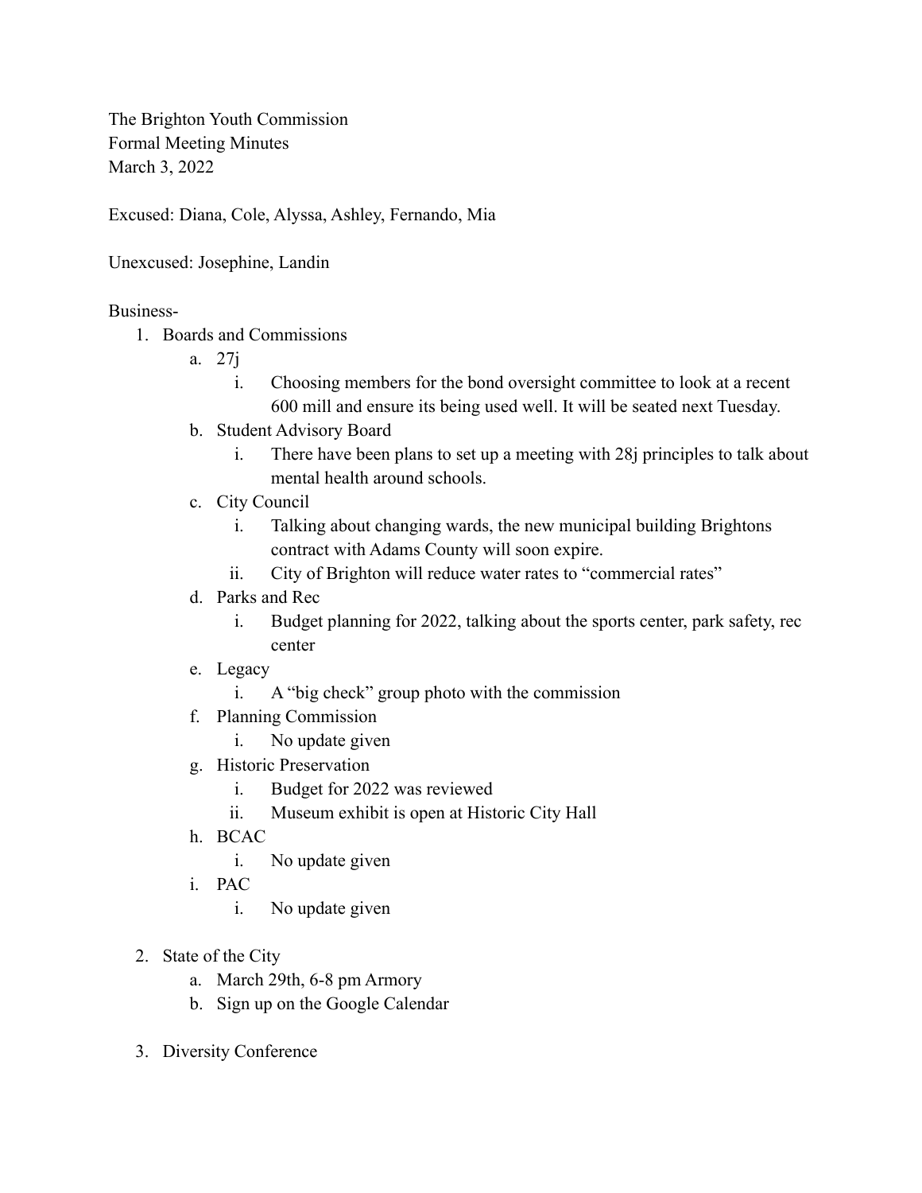The Brighton Youth Commission
Formal Meeting Minutes
March 3, 2022

Excused: Diana, Cole, Alyssa, Ashley, Fernando, Mia

Unexcused: Josephine, Landin

Business-

1. Boards and Commissions
   a. 27j
      i. Choosing members for the bond oversight committee to look at a recent 600 mill and ensure its being used well. It will be seated next Tuesday.
   b. Student Advisory Board
      i. There have been plans to set up a meeting with 28j principles to talk about mental health around schools.
   c. City Council
      i. Talking about changing wards, the new municipal building Brightons contract with Adams County will soon expire.
      ii. City of Brighton will reduce water rates to "commercial rates"
   d. Parks and Rec
      i. Budget planning for 2022, talking about the sports center, park safety, rec center
   e. Legacy
      i. A "big check" group photo with the commission
   f. Planning Commission
      i. No update given
   g. Historic Preservation
      i. Budget for 2022 was reviewed
      ii. Museum exhibit is open at Historic City Hall
   h. BCAC
      i. No update given
   i. PAC
      i. No update given

2. State of the City
   a. March 29th, 6-8 pm Armory
   b. Sign up on the Google Calendar

3. Diversity Conference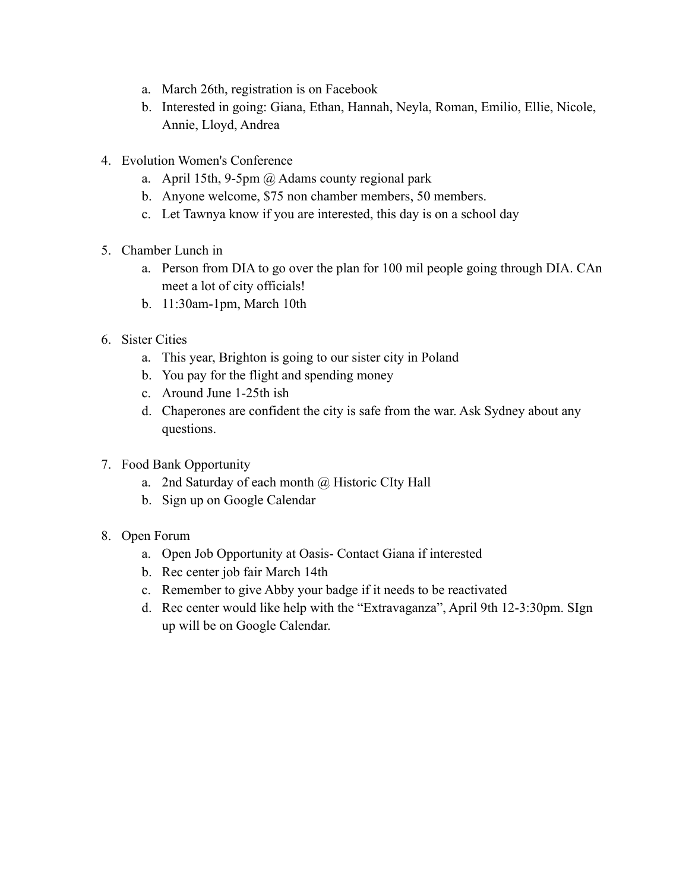a. March 26th, registration is on Facebook
   b. Interested in going: Giana, Ethan, Hannah, Neyla, Roman, Emilio, Ellie, Nicole, Annie, Lloyd, Andrea

4. Evolution Women's Conference
   a. April 15th, 9-5pm @ Adams county regional park
   b. Anyone welcome, $75 non chamber members, 50 members.
   c. Let Tawnya know if you are interested, this day is on a school day

5. Chamber Lunch in
   a. Person from DIA to go over the plan for 100 mil people going through DIA. CAn meet a lot of city officials!
   b. 11:30am-1pm, March 10th

6. Sister Cities
   a. This year, Brighton is going to our sister city in Poland
   b. You pay for the flight and spending money
   c. Around June 1-25th ish
   d. Chaperones are confident the city is safe from the war. Ask Sydney about any questions.

7. Food Bank Opportunity
   a. 2nd Saturday of each month @ Historic CIty Hall
   b. Sign up on Google Calendar

8. Open Forum
   a. Open Job Opportunity at Oasis- Contact Giana if interested
   b. Rec center job fair March 14th
   c. Remember to give Abby your badge if it needs to be reactivated
   d. Rec center would like help with the "Extravaganza", April 9th 12-3:30pm. SIgn up will be on Google Calendar.